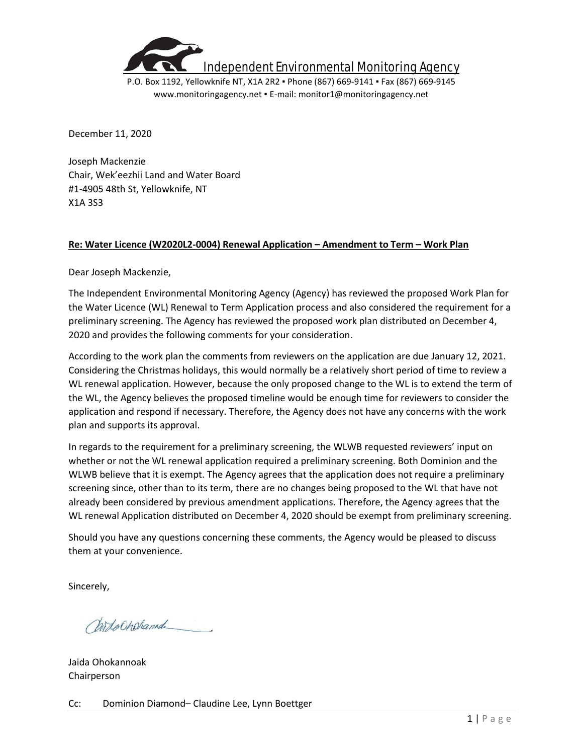Independent Environmental Monitoring Agency

P.O. Box 1192, Yellowknife NT, X1A 2R2 ▪ Phone (867) 669-9141 ▪ Fax (867) 669-9145
www.monitoringagency.net ▪ E-mail: monitor1@monitoringagency.net

December 11, 2020

Joseph Mackenzie
Chair, Wek'eezhii Land and Water Board
#1-4905 48th St, Yellowknife, NT
X1A 3S3

**Re: Water Licence (W2020L2-0004) Renewal Application – Amendment to Term – Work Plan**

Dear Joseph Mackenzie,

The Independent Environmental Monitoring Agency (Agency) has reviewed the proposed Work Plan for the Water Licence (WL) Renewal to Term Application process and also considered the requirement for a preliminary screening. The Agency has reviewed the proposed work plan distributed on December 4, 2020 and provides the following comments for your consideration.

According to the work plan the comments from reviewers on the application are due January 12, 2021. Considering the Christmas holidays, this would normally be a relatively short period of time to review a WL renewal application. However, because the only proposed change to the WL is to extend the term of the WL, the Agency believes the proposed timeline would be enough time for reviewers to consider the application and respond if necessary. Therefore, the Agency does not have any concerns with the work plan and supports its approval.

In regards to the requirement for a preliminary screening, the WLWB requested reviewers' input on whether or not the WL renewal application required a preliminary screening. Both Dominion and the WLWB believe that it is exempt. The Agency agrees that the application does not require a preliminary screening since, other than to its term, there are no changes being proposed to the WL that have not already been considered by previous amendment applications. Therefore, the Agency agrees that the WL renewal Application distributed on December 4, 2020 should be exempt from preliminary screening.

Should you have any questions concerning these comments, the Agency would be pleased to discuss them at your convenience.

Sincerely,

Jaida Ohokannoak
Chairperson

Cc: Dominion Diamond– Claudine Lee, Lynn Boettger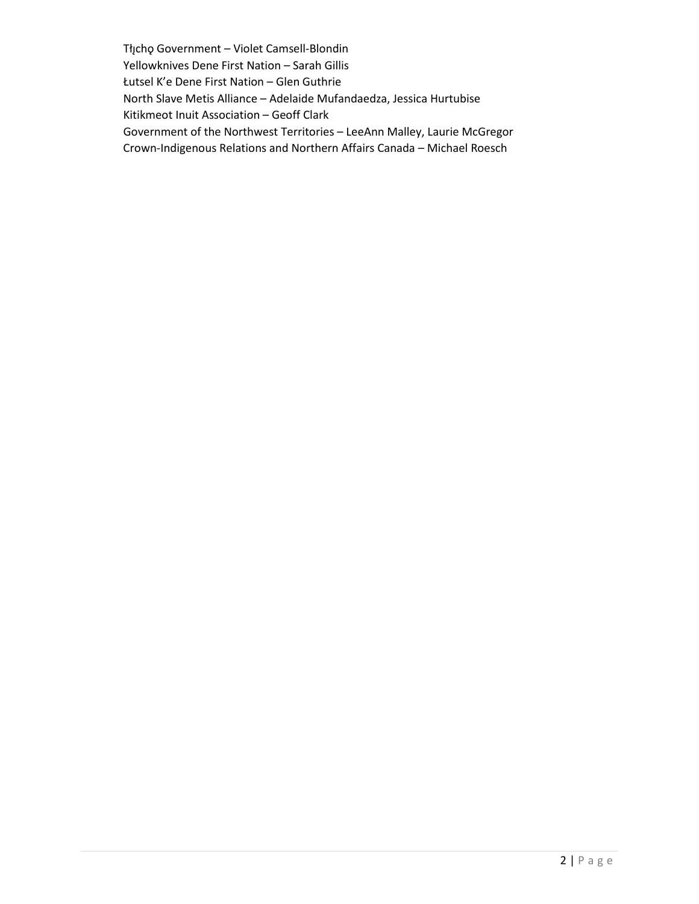Tłı̨chǫ Government – Violet Camsell-Blondin
Yellowknives Dene First Nation – Sarah Gillis
Łutsel K'e Dene First Nation – Glen Guthrie
North Slave Metis Alliance – Adelaide Mufandaedza, Jessica Hurtubise
Kitikmeot Inuit Association – Geoff Clark
Government of the Northwest Territories – LeeAnn Malley, Laurie McGregor
Crown-Indigenous Relations and Northern Affairs Canada – Michael Roesch